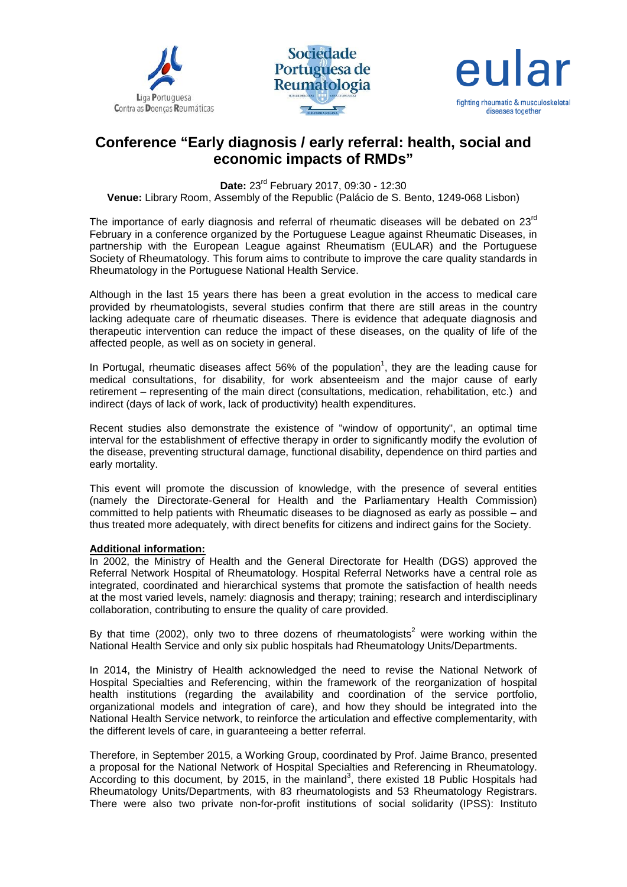# Conference "Early diagnosis / early referral: health, social and economic impacts of RMDs"

**Date:** 23rd February 2017, 09:30 - 12:30
**Venue:** Library Room, Assembly of the Republic (Palácio de S. Bento, 1249-068 Lisbon)

The importance of early diagnosis and referral of rheumatic diseases will be debated on 23rd February in a conference organized by the Portuguese League against Rheumatic Diseases, in partnership with the European League against Rheumatism (EULAR) and the Portuguese Society of Rheumatology. This forum aims to contribute to improve the care quality standards in Rheumatology in the Portuguese National Health Service.

Although in the last 15 years there has been a great evolution in the access to medical care provided by rheumatologists, several studies confirm that there are still areas in the country lacking adequate care of rheumatic diseases. There is evidence that adequate diagnosis and therapeutic intervention can reduce the impact of these diseases, on the quality of life of the affected people, as well as on society in general.

In Portugal, rheumatic diseases affect 56% of the population[1], they are the leading cause for medical consultations, for disability, for work absenteeism and the major cause of early retirement – representing of the main direct (consultations, medication, rehabilitation, etc.) and indirect (days of lack of work, lack of productivity) health expenditures.

Recent studies also demonstrate the existence of "window of opportunity", an optimal time interval for the establishment of effective therapy in order to significantly modify the evolution of the disease, preventing structural damage, functional disability, dependence on third parties and early mortality.

This event will promote the discussion of knowledge, with the presence of several entities (namely the Directorate-General for Health and the Parliamentary Health Commission) committed to help patients with Rheumatic diseases to be diagnosed as early as possible – and thus treated more adequately, with direct benefits for citizens and indirect gains for the Society.

**Additional information:**

In 2002, the Ministry of Health and the General Directorate for Health (DGS) approved the Referral Network Hospital of Rheumatology. Hospital Referral Networks have a central role as integrated, coordinated and hierarchical systems that promote the satisfaction of health needs at the most varied levels, namely: diagnosis and therapy; training; research and interdisciplinary collaboration, contributing to ensure the quality of care provided.

By that time (2002), only two to three dozens of rheumatologists[2] were working within the National Health Service and only six public hospitals had Rheumatology Units/Departments.

In 2014, the Ministry of Health acknowledged the need to revise the National Network of Hospital Specialties and Referencing, within the framework of the reorganization of hospital health institutions (regarding the availability and coordination of the service portfolio, organizational models and integration of care), and how they should be integrated into the National Health Service network, to reinforce the articulation and effective complementarity, with the different levels of care, in guaranteeing a better referral.

Therefore, in September 2015, a Working Group, coordinated by Prof. Jaime Branco, presented a proposal for the National Network of Hospital Specialties and Referencing in Rheumatology. According to this document, by 2015, in the mainland[3], there existed 18 Public Hospitals had Rheumatology Units/Departments, with 83 rheumatologists and 53 Rheumatology Registrars. There were also two private non-for-profit institutions of social solidarity (IPSS): Instituto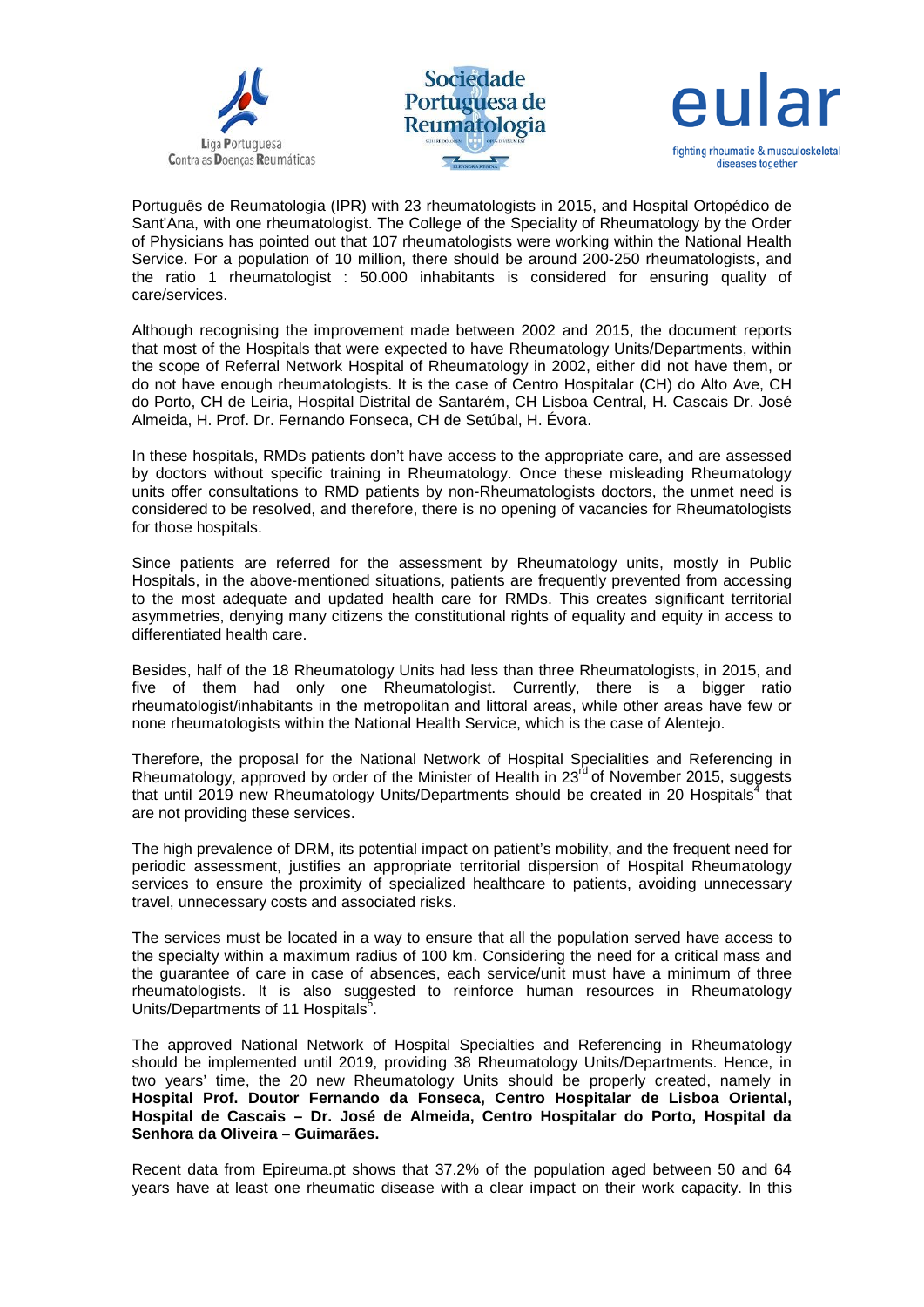Português de Reumatologia (IPR) with 23 rheumatologists in 2015, and Hospital Ortopédico de Sant'Ana, with one rheumatologist. The College of the Speciality of Rheumatology by the Order of Physicians has pointed out that 107 rheumatologists were working within the National Health Service. For a population of 10 million, there should be around 200-250 rheumatologists, and the ratio 1 rheumatologist : 50.000 inhabitants is considered for ensuring quality of care/services.

Although recognising the improvement made between 2002 and 2015, the document reports that most of the Hospitals that were expected to have Rheumatology Units/Departments, within the scope of Referral Network Hospital of Rheumatology in 2002, either did not have them, or do not have enough rheumatologists. It is the case of Centro Hospitalar (CH) do Alto Ave, CH do Porto, CH de Leiria, Hospital Distrital de Santarém, CH Lisboa Central, H. Cascais Dr. José Almeida, H. Prof. Dr. Fernando Fonseca, CH de Setúbal, H. Évora.

In these hospitals, RMDs patients don't have access to the appropriate care, and are assessed by doctors without specific training in Rheumatology. Once these misleading Rheumatology units offer consultations to RMD patients by non-Rheumatologists doctors, the unmet need is considered to be resolved, and therefore, there is no opening of vacancies for Rheumatologists for those hospitals.

Since patients are referred for the assessment by Rheumatology units, mostly in Public Hospitals, in the above-mentioned situations, patients are frequently prevented from accessing to the most adequate and updated health care for RMDs. This creates significant territorial asymmetries, denying many citizens the constitutional rights of equality and equity in access to differentiated health care.

Besides, half of the 18 Rheumatology Units had less than three Rheumatologists, in 2015, and five of them had only one Rheumatologist. Currently, there is a bigger ratio rheumatologist/inhabitants in the metropolitan and littoral areas, while other areas have few or none rheumatologists within the National Health Service, which is the case of Alentejo.

Therefore, the proposal for the National Network of Hospital Specialities and Referencing in Rheumatology, approved by order of the Minister of Health in 23rd of November 2015, suggests that until 2019 new Rheumatology Units/Departments should be created in 20 Hospitals[4] that are not providing these services.

The high prevalence of DRM, its potential impact on patient's mobility, and the frequent need for periodic assessment, justifies an appropriate territorial dispersion of Hospital Rheumatology services to ensure the proximity of specialized healthcare to patients, avoiding unnecessary travel, unnecessary costs and associated risks.

The services must be located in a way to ensure that all the population served have access to the specialty within a maximum radius of 100 km. Considering the need for a critical mass and the guarantee of care in case of absences, each service/unit must have a minimum of three rheumatologists. It is also suggested to reinforce human resources in Rheumatology Units/Departments of 11 Hospitals[5].

The approved National Network of Hospital Specialties and Referencing in Rheumatology should be implemented until 2019, providing 38 Rheumatology Units/Departments. Hence, in two years' time, the 20 new Rheumatology Units should be properly created, namely in **Hospital Prof. Doutor Fernando da Fonseca, Centro Hospitalar de Lisboa Oriental, Hospital de Cascais – Dr. José de Almeida, Centro Hospitalar do Porto, Hospital da Senhora da Oliveira – Guimarães.**

Recent data from Epireuma.pt shows that 37.2% of the population aged between 50 and 64 years have at least one rheumatic disease with a clear impact on their work capacity. In this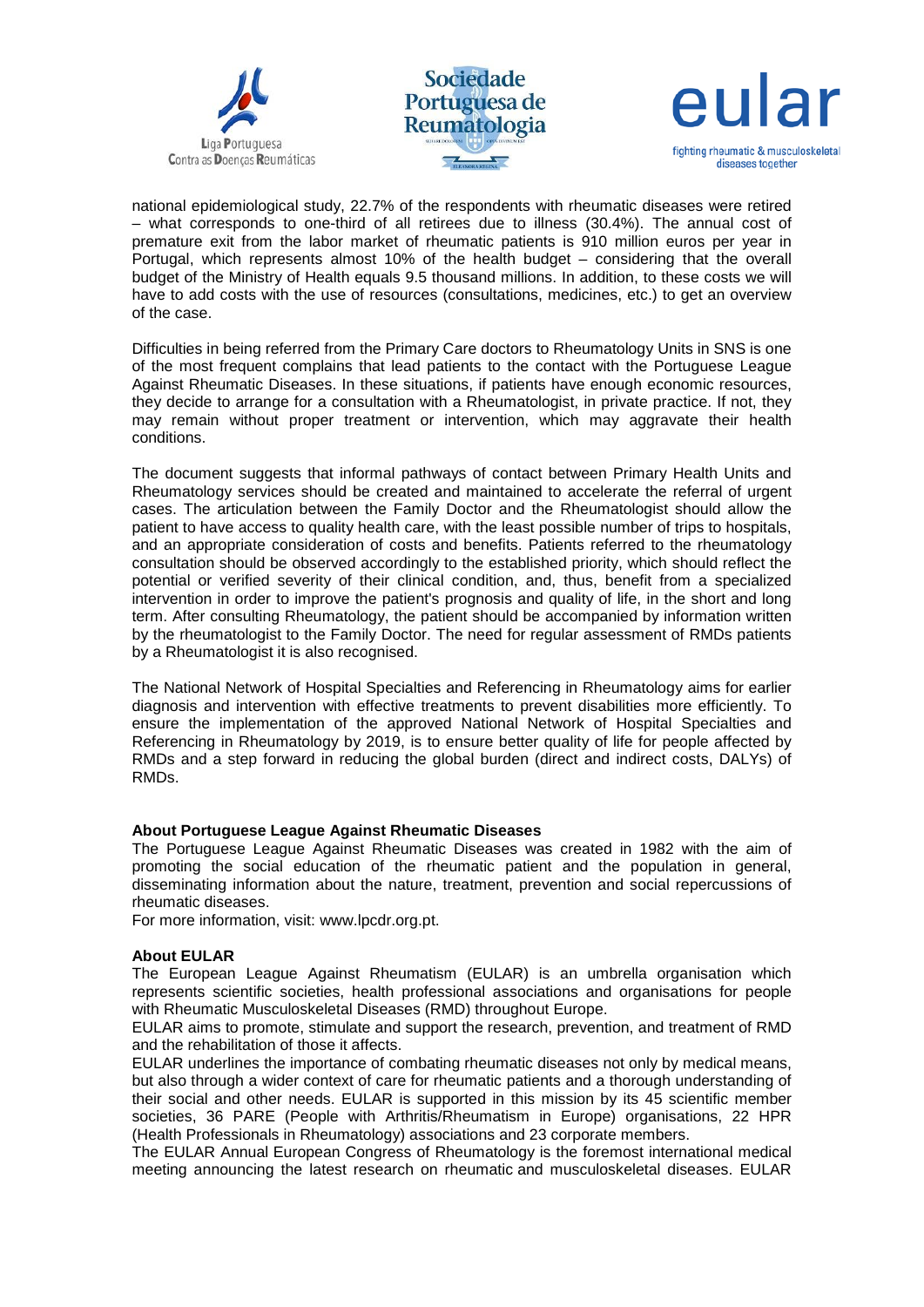national epidemiological study, 22.7% of the respondents with rheumatic diseases were retired – what corresponds to one-third of all retirees due to illness (30.4%). The annual cost of premature exit from the labor market of rheumatic patients is 910 million euros per year in Portugal, which represents almost 10% of the health budget – considering that the overall budget of the Ministry of Health equals 9.5 thousand millions. In addition, to these costs we will have to add costs with the use of resources (consultations, medicines, etc.) to get an overview of the case.

Difficulties in being referred from the Primary Care doctors to Rheumatology Units in SNS is one of the most frequent complains that lead patients to the contact with the Portuguese League Against Rheumatic Diseases. In these situations, if patients have enough economic resources, they decide to arrange for a consultation with a Rheumatologist, in private practice. If not, they may remain without proper treatment or intervention, which may aggravate their health conditions.

The document suggests that informal pathways of contact between Primary Health Units and Rheumatology services should be created and maintained to accelerate the referral of urgent cases. The articulation between the Family Doctor and the Rheumatologist should allow the patient to have access to quality health care, with the least possible number of trips to hospitals, and an appropriate consideration of costs and benefits. Patients referred to the rheumatology consultation should be observed accordingly to the established priority, which should reflect the potential or verified severity of their clinical condition, and, thus, benefit from a specialized intervention in order to improve the patient's prognosis and quality of life, in the short and long term. After consulting Rheumatology, the patient should be accompanied by information written by the rheumatologist to the Family Doctor. The need for regular assessment of RMDs patients by a Rheumatologist it is also recognised.

The National Network of Hospital Specialties and Referencing in Rheumatology aims for earlier diagnosis and intervention with effective treatments to prevent disabilities more efficiently. To ensure the implementation of the approved National Network of Hospital Specialties and Referencing in Rheumatology by 2019, is to ensure better quality of life for people affected by RMDs and a step forward in reducing the global burden (direct and indirect costs, DALYs) of RMDs.

**About Portuguese League Against Rheumatic Diseases**

The Portuguese League Against Rheumatic Diseases was created in 1982 with the aim of promoting the social education of the rheumatic patient and the population in general, disseminating information about the nature, treatment, prevention and social repercussions of rheumatic diseases.

For more information, visit: www.lpcdr.org.pt.

**About EULAR**

The European League Against Rheumatism (EULAR) is an umbrella organisation which represents scientific societies, health professional associations and organisations for people with Rheumatic Musculoskeletal Diseases (RMD) throughout Europe.

EULAR aims to promote, stimulate and support the research, prevention, and treatment of RMD and the rehabilitation of those it affects.

EULAR underlines the importance of combating rheumatic diseases not only by medical means, but also through a wider context of care for rheumatic patients and a thorough understanding of their social and other needs. EULAR is supported in this mission by its 45 scientific member societies, 36 PARE (People with Arthritis/Rheumatism in Europe) organisations, 22 HPR (Health Professionals in Rheumatology) associations and 23 corporate members.

The EULAR Annual European Congress of Rheumatology is the foremost international medical meeting announcing the latest research on rheumatic and musculoskeletal diseases. EULAR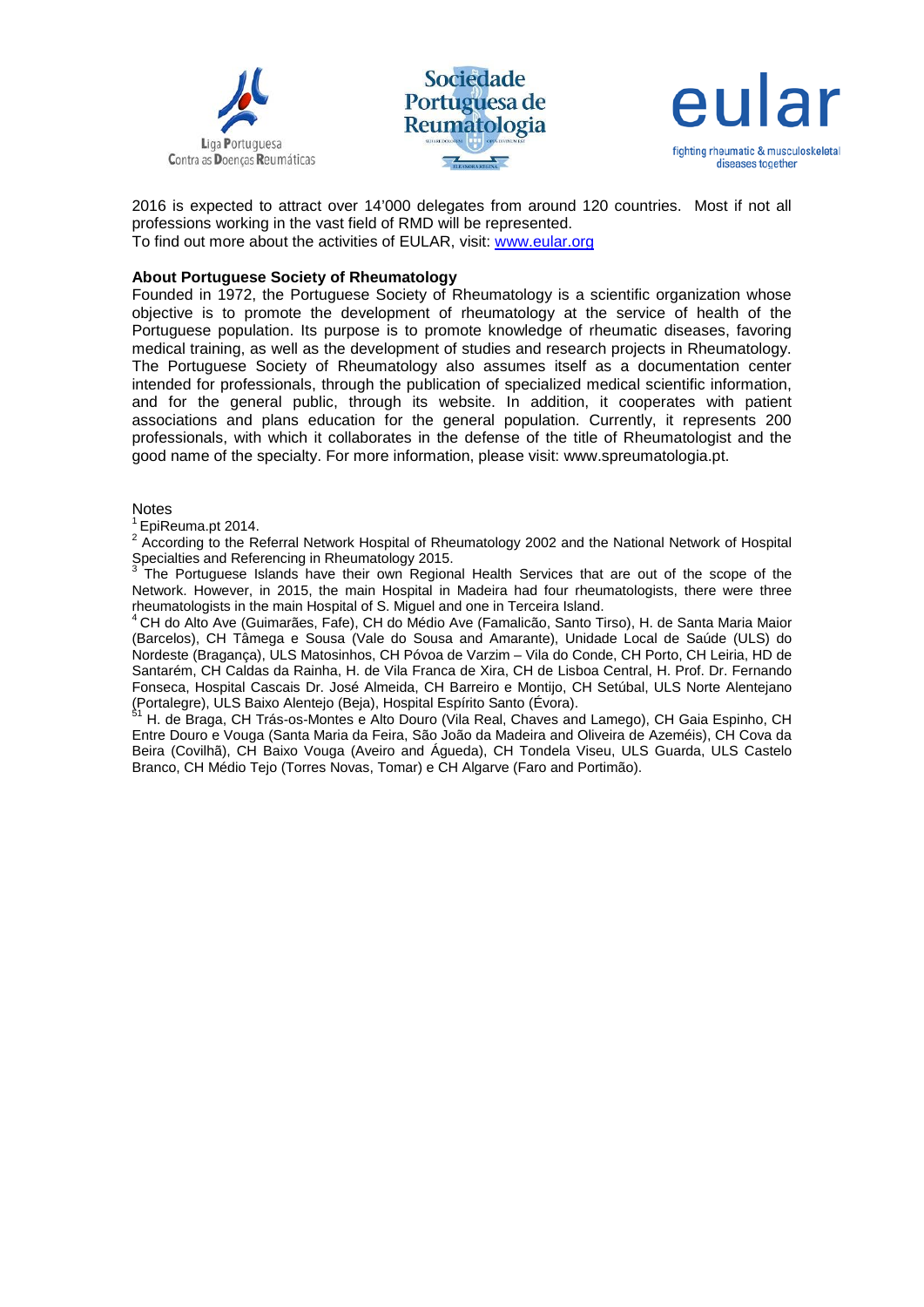2016 is expected to attract over 14'000 delegates from around 120 countries. Most if not all professions working in the vast field of RMD will be represented.
To find out more about the activities of EULAR, visit: [www.eular.org](http://www.eular.org)

**About Portuguese Society of Rheumatology**

Founded in 1972, the Portuguese Society of Rheumatology is a scientific organization whose objective is to promote the development of rheumatology at the service of health of the Portuguese population. Its purpose is to promote knowledge of rheumatic diseases, favoring medical training, as well as the development of studies and research projects in Rheumatology. The Portuguese Society of Rheumatology also assumes itself as a documentation center intended for professionals, through the publication of specialized medical scientific information, and for the general public, through its website. In addition, it cooperates with patient associations and plans education for the general population. Currently, it represents 200 professionals, with which it collaborates in the defense of the title of Rheumatologist and the good name of the specialty. For more information, please visit: www.spreumatologia.pt.

Notes

[1] EpiReuma.pt 2014.

[2] According to the Referral Network Hospital of Rheumatology 2002 and the National Network of Hospital Specialties and Referencing in Rheumatology 2015.

[3] The Portuguese Islands have their own Regional Health Services that are out of the scope of the Network. However, in 2015, the main Hospital in Madeira had four rheumatologists, there were three rheumatologists in the main Hospital of S. Miguel and one in Terceira Island.

[4] CH do Alto Ave (Guimarães, Fafe), CH do Médio Ave (Famalicão, Santo Tirso), H. de Santa Maria Maior (Barcelos), CH Tâmega e Sousa (Vale do Sousa and Amarante), Unidade Local de Saúde (ULS) do Nordeste (Bragança), ULS Matosinhos, CH Póvoa de Varzim – Vila do Conde, CH Porto, CH Leiria, HD de Santarém, CH Caldas da Rainha, H. de Vila Franca de Xira, CH de Lisboa Central, H. Prof. Dr. Fernando Fonseca, Hospital Cascais Dr. José Almeida, CH Barreiro e Montijo, CH Setúbal, ULS Norte Alentejano (Portalegre), ULS Baixo Alentejo (Beja), Hospital Espírito Santo (Évora).

[51] H. de Braga, CH Trás-os-Montes e Alto Douro (Vila Real, Chaves and Lamego), CH Gaia Espinho, CH Entre Douro e Vouga (Santa Maria da Feira, São João da Madeira and Oliveira de Azeméis), CH Cova da Beira (Covilhã), CH Baixo Vouga (Aveiro and Águeda), CH Tondela Viseu, ULS Guarda, ULS Castelo Branco, CH Médio Tejo (Torres Novas, Tomar) e CH Algarve (Faro and Portimão).